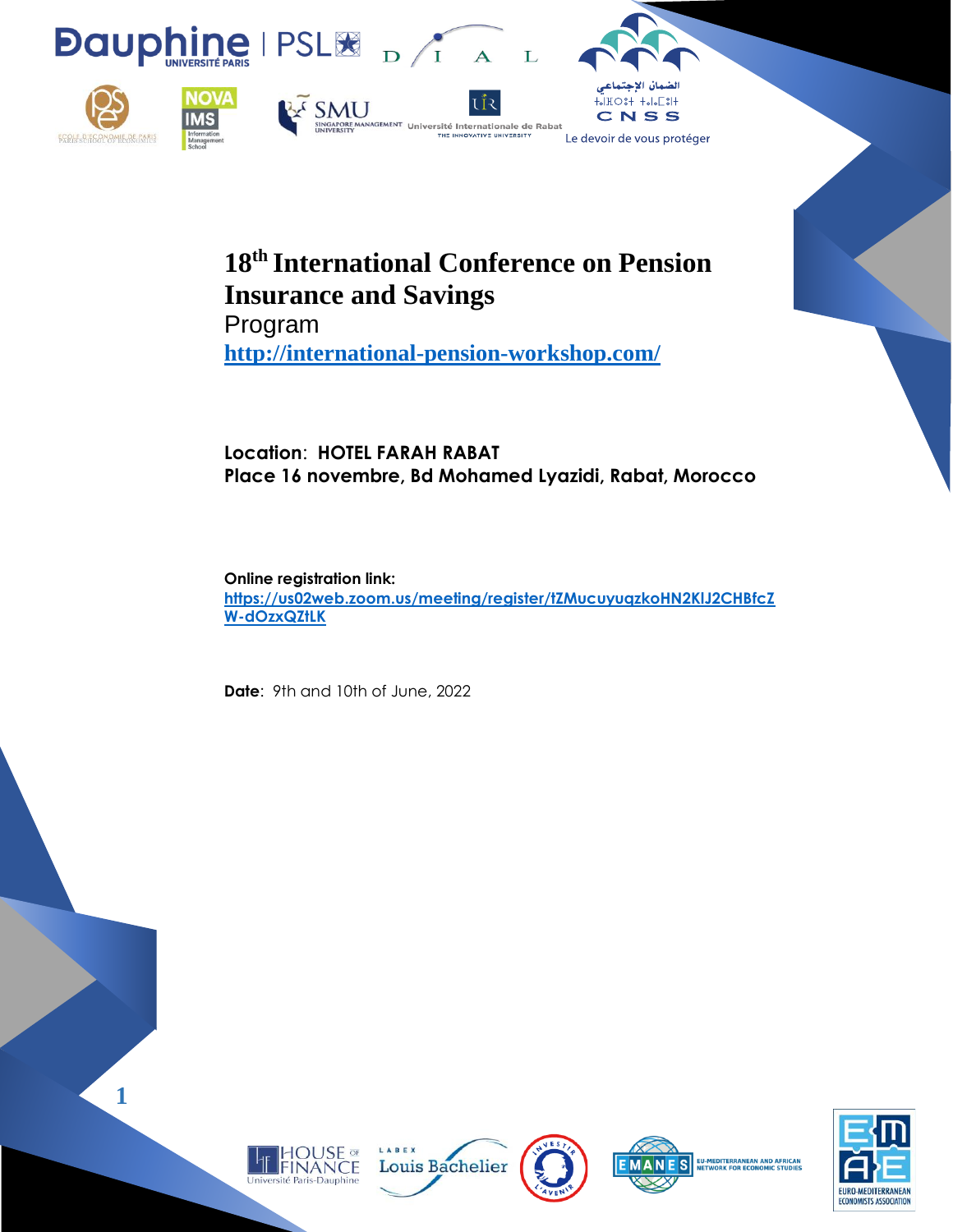# 18th International Conference on Pension Insurance and Savings

Program

http://international-pension-workshop.com/

**Location**: **HOTEL FARAH RABAT**
**Place 16 novembre, Bd Mohamed Lyazidi, Rabat, Morocco**

**Online registration link:**
https://us02web.zoom.us/meeting/register/tZMucuyuqzkoHN2KIJ2CHBfcZW-dOzxQZtLK

**Date**: 9th and 10th of June, 2022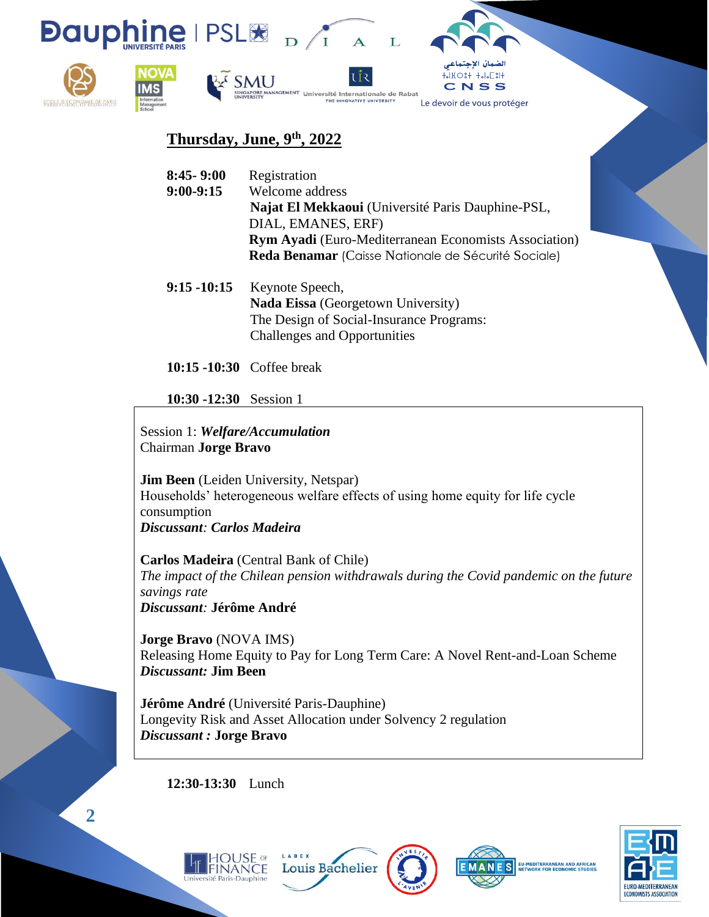## Thursday, June, 9th, 2022

**8:45- 9:00** Registration

**9:00-9:15** Welcome address
**Najat El Mekkaoui** (Université Paris Dauphine-PSL, DIAL, EMANES, ERF)
**Rym Ayadi** (Euro-Mediterranean Economists Association)
**Reda Benamar** (Caisse Nationale de Sécurité Sociale)

**9:15 -10:15** Keynote Speech,
**Nada Eissa** (Georgetown University)
The Design of Social-Insurance Programs: Challenges and Opportunities

**10:15 -10:30** Coffee break

**10:30 -12:30** Session 1

Session 1: ***Welfare/Accumulation***
Chairman **Jorge Bravo**

**Jim Been** (Leiden University, Netspar)
Households' heterogeneous welfare effects of using home equity for life cycle consumption
***Discussant: Carlos Madeira***

**Carlos Madeira** (Central Bank of Chile)
*The impact of the Chilean pension withdrawals during the Covid pandemic on the future savings rate*
***Discussant:*** **Jérôme André**

**Jorge Bravo** (NOVA IMS)
Releasing Home Equity to Pay for Long Term Care: A Novel Rent-and-Loan Scheme
***Discussant:*** **Jim Been**

**Jérôme André** (Université Paris-Dauphine)
Longevity Risk and Asset Allocation under Solvency 2 regulation
***Discussant :*** **Jorge Bravo**

**12:30-13:30** Lunch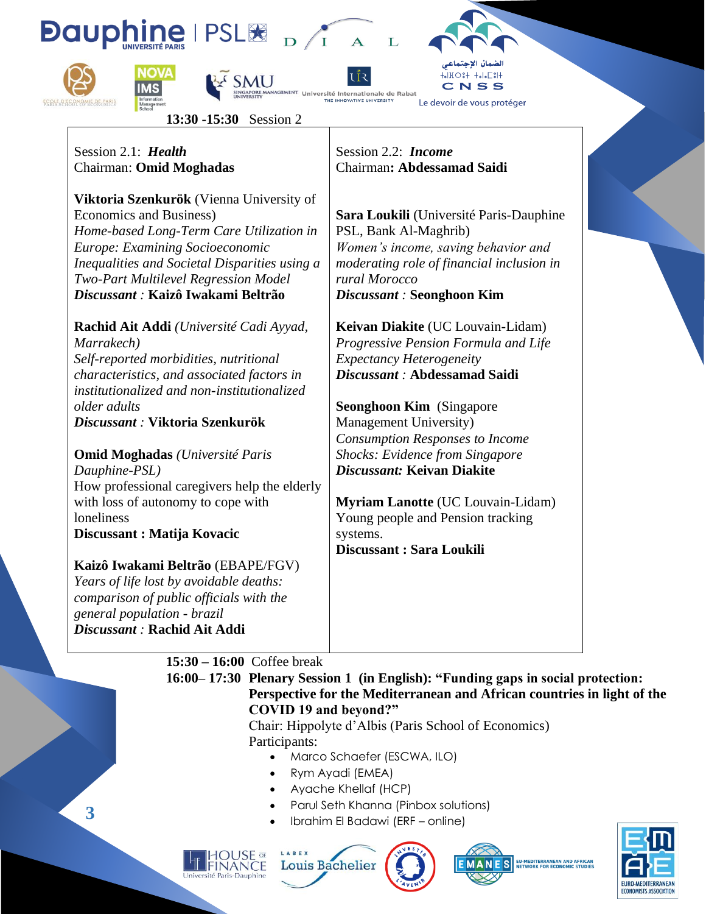**13:30 -15:30** Session 2

| Session 2.1: ***Health*** | Session 2.2: ***Income*** |
|---|---|
| Chairman: **Omid Moghadas** | Chairman**: Abdessamad Saidi** |
| **Viktoria Szenkurök** (Vienna University of Economics and Business)<br>*Home-based Long-Term Care Utilization in Europe: Examining Socioeconomic Inequalities and Societal Disparities using a Two-Part Multilevel Regression Model*<br>***Discussant*** *:* **Kaizô Iwakami Beltrão** | **Sara Loukili** (Université Paris-Dauphine PSL, Bank Al-Maghrib)<br>*Women's income, saving behavior and moderating role of financial inclusion in rural Morocco*<br>***Discussant*** *:* **Seonghoon Kim** |
| **Rachid Ait Addi** *(Université Cadi Ayyad, Marrakech)*<br>*Self-reported morbidities, nutritional characteristics, and associated factors in institutionalized and non-institutionalized older adults*<br>***Discussant*** *:* **Viktoria Szenkurök** | **Keivan Diakite** (UC Louvain-Lidam)<br>*Progressive Pension Formula and Life Expectancy Heterogeneity*<br>***Discussant*** *:* **Abdessamad Saidi** |
| **Omid Moghadas** *(Université Paris Dauphine-PSL)*<br>How professional caregivers help the elderly with loss of autonomy to cope with loneliness<br>**Discussant : Matija Kovacic** | **Seonghoon Kim** (Singapore Management University)<br>*Consumption Responses to Income Shocks: Evidence from Singapore*<br>***Discussant:*** **Keivan Diakite** |
| **Kaizô Iwakami Beltrão** (EBAPE/FGV)<br>*Years of life lost by avoidable deaths: comparison of public officials with the general population - brazil*<br>***Discussant*** *:* **Rachid Ait Addi** | **Myriam Lanotte** (UC Louvain-Lidam)<br>Young people and Pension tracking systems.<br>**Discussant : Sara Loukili** |

**15:30 – 16:00** Coffee break

**16:00– 17:30 Plenary Session 1 (in English): "Funding gaps in social protection: Perspective for the Mediterranean and African countries in light of the COVID 19 and beyond?"**

Chair: Hippolyte d'Albis (Paris School of Economics)

Participants:

- Marco Schaefer (ESCWA, ILO)
- Rym Ayadi (EMEA)
- Ayache Khellaf (HCP)
- Parul Seth Khanna (Pinbox solutions)
- Ibrahim El Badawi (ERF – online)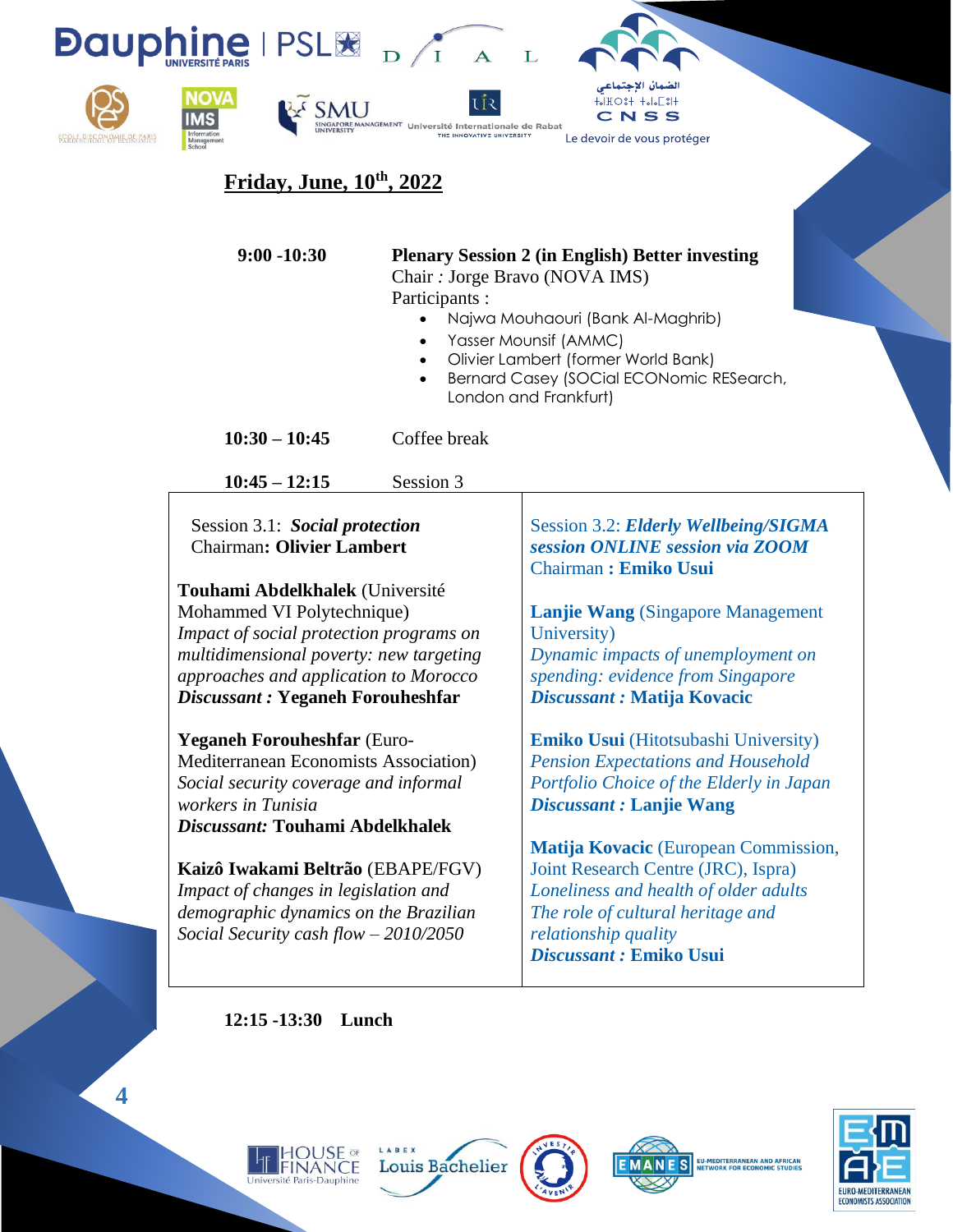## Friday, June, 10th, 2022

**9:00 -10:30** **Plenary Session 2 (in English) Better investing**
Chair *:* Jorge Bravo (NOVA IMS)
Participants :

- Najwa Mouhaouri (Bank Al-Maghrib)
- Yasser Mounsif (AMMC)
- Olivier Lambert (former World Bank)
- Bernard Casey (SOCial ECONomic RESearch, London and Frankfurt)

**10:30 – 10:45** Coffee break

**10:45 – 12:15** Session 3

| Session 3.1: ***Social protection***<br>Chairman**: Olivier Lambert** | Session 3.2: ***Elderly Wellbeing/SIGMA session ONLINE session via ZOOM***<br>Chairman **: Emiko Usui** |
|---|---|
| **Touhami Abdelkhalek** (Université Mohammed VI Polytechnique)<br>*Impact of social protection programs on multidimensional poverty: new targeting approaches and application to Morocco*<br>***Discussant :*** **Yeganeh Forouheshfar** | **Lanjie Wang** (Singapore Management University)<br>*Dynamic impacts of unemployment on spending: evidence from Singapore*<br>***Discussant :*** **Matija Kovacic** |
| **Yeganeh Forouheshfar** (Euro-Mediterranean Economists Association)<br>*Social security coverage and informal workers in Tunisia*<br>***Discussant:*** **Touhami Abdelkhalek** | **Emiko Usui** (Hitotsubashi University)<br>*Pension Expectations and Household Portfolio Choice of the Elderly in Japan*<br>***Discussant :*** **Lanjie Wang** |
| **Kaizô Iwakami Beltrão** (EBAPE/FGV)<br>*Impact of changes in legislation and demographic dynamics on the Brazilian Social Security cash flow – 2010/2050* | **Matija Kovacic** (European Commission, Joint Research Centre (JRC), Ispra)<br>*Loneliness and health of older adults The role of cultural heritage and relationship quality*<br>***Discussant :*** **Emiko Usui** |

**12:15 -13:30 Lunch**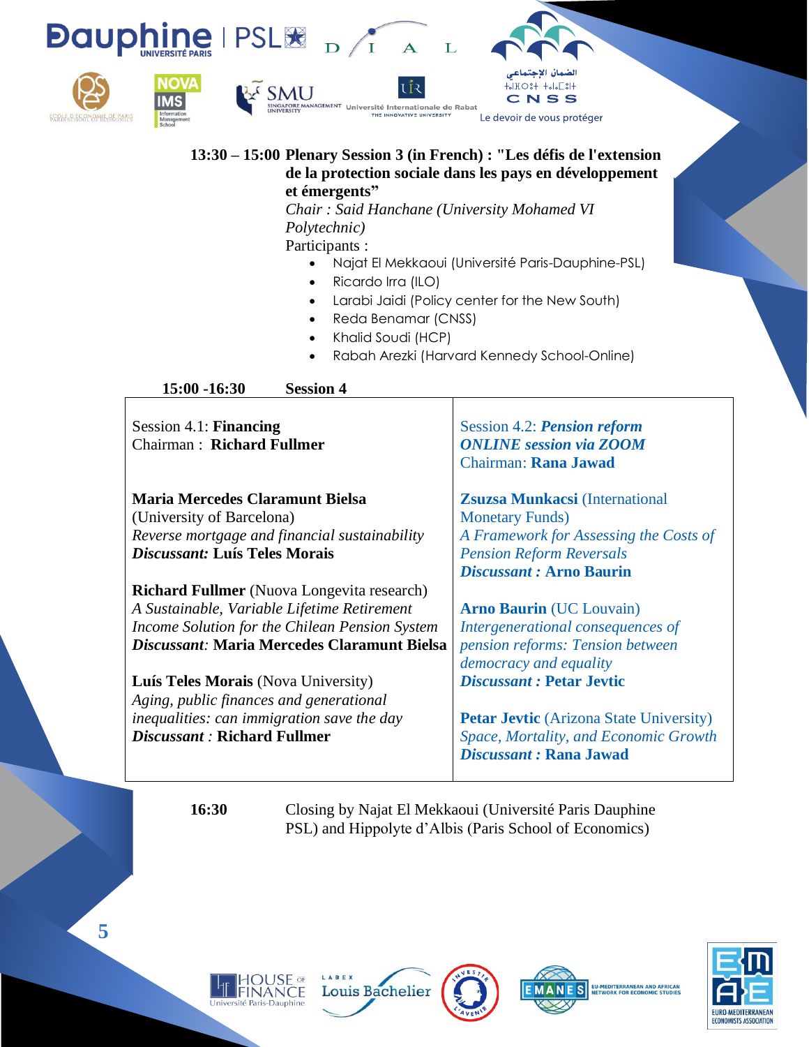**13:30 – 15:00 Plenary Session 3 (in French) : "Les défis de l'extension de la protection sociale dans les pays en développement et émergents"**

*Chair : Said Hanchane (University Mohamed VI Polytechnic)*

Participants :

- Najat El Mekkaoui (Université Paris-Dauphine-PSL)
- Ricardo Irra (ILO)
- Larabi Jaidi (Policy center for the New South)
- Reda Benamar (CNSS)
- Khalid Soudi (HCP)
- Rabah Arezki (Harvard Kennedy School-Online)

**15:00 -16:30 Session 4**

| Session 4.1: **Financing**<br>Chairman : **Richard Fullmer** | Session 4.2: ***Pension reform***<br>***ONLINE session via ZOOM***<br>Chairman: **Rana Jawad** |
|---|---|
| **Maria Mercedes Claramunt Bielsa** (University of Barcelona)<br>*Reverse mortgage and financial sustainability*<br>***Discussant:*** **Luís Teles Morais** | **Zsuzsa Munkacsi** (International Monetary Funds)<br>*A Framework for Assessing the Costs of Pension Reform Reversals*<br>***Discussant :*** **Arno Baurin** |
| **Richard Fullmer** (Nuova Longevita research)<br>*A Sustainable, Variable Lifetime Retirement Income Solution for the Chilean Pension System*<br>***Discussant:*** **Maria Mercedes Claramunt Bielsa** | **Arno Baurin** (UC Louvain)<br>*Intergenerational consequences of pension reforms: Tension between democracy and equality*<br>***Discussant :*** **Petar Jevtic** |
| **Luís Teles Morais** (Nova University)<br>*Aging, public finances and generational inequalities: can immigration save the day*<br>***Discussant :*** **Richard Fullmer** | **Petar Jevtic** (Arizona State University)<br>*Space, Mortality, and Economic Growth*<br>***Discussant :*** **Rana Jawad** |

**16:30** Closing by Najat El Mekkaoui (Université Paris Dauphine PSL) and Hippolyte d'Albis (Paris School of Economics)